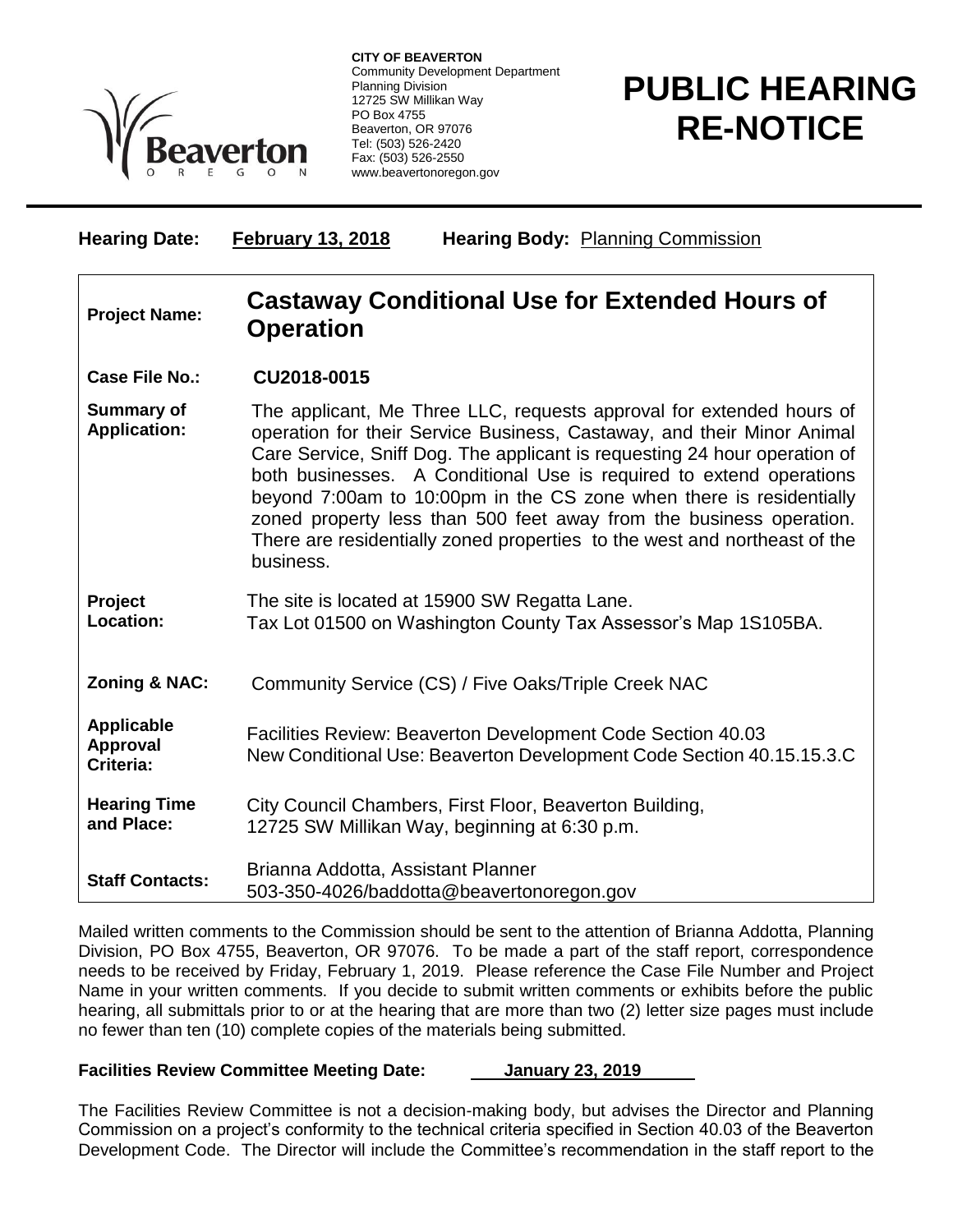**CITY OF BEAVERTON**
Community Development Department
Planning Division
12725 SW Millikan Way
PO Box 4755
Beaverton, OR 97076
Tel: (503) 526-2420
Fax: (503) 526-2550
www.beavertonoregon.gov

# PUBLIC HEARING RE-NOTICE

**Hearing Date:** **February 13, 2018** **Hearing Body:** Planning Commission

| | |
|---|---|
| **Project Name:** | **Castaway Conditional Use for Extended Hours of Operation** |
| **Case File No.:** | **CU2018-0015** |
| **Summary of Application:** | The applicant, Me Three LLC, requests approval for extended hours of operation for their Service Business, Castaway, and their Minor Animal Care Service, Sniff Dog. The applicant is requesting 24 hour operation of both businesses. A Conditional Use is required to extend operations beyond 7:00am to 10:00pm in the CS zone when there is residentially zoned property less than 500 feet away from the business operation. There are residentially zoned properties to the west and northeast of the business. |
| **Project Location:** | The site is located at 15900 SW Regatta Lane. Tax Lot 01500 on Washington County Tax Assessor's Map 1S105BA. |
| **Zoning & NAC:** | Community Service (CS) / Five Oaks/Triple Creek NAC |
| **Applicable Approval Criteria:** | Facilities Review: Beaverton Development Code Section 40.03<br>New Conditional Use: Beaverton Development Code Section 40.15.15.3.C |
| **Hearing Time and Place:** | City Council Chambers, First Floor, Beaverton Building, 12725 SW Millikan Way, beginning at 6:30 p.m. |
| **Staff Contacts:** | Brianna Addotta, Assistant Planner<br>503-350-4026/baddotta@beavertonoregon.gov |

Mailed written comments to the Commission should be sent to the attention of Brianna Addotta, Planning Division, PO Box 4755, Beaverton, OR 97076. To be made a part of the staff report, correspondence needs to be received by Friday, February 1, 2019. Please reference the Case File Number and Project Name in your written comments. If you decide to submit written comments or exhibits before the public hearing, all submittals prior to or at the hearing that are more than two (2) letter size pages must include no fewer than ten (10) complete copies of the materials being submitted.

**Facilities Review Committee Meeting Date:** **January 23, 2019**

The Facilities Review Committee is not a decision-making body, but advises the Director and Planning Commission on a project's conformity to the technical criteria specified in Section 40.03 of the Beaverton Development Code. The Director will include the Committee's recommendation in the staff report to the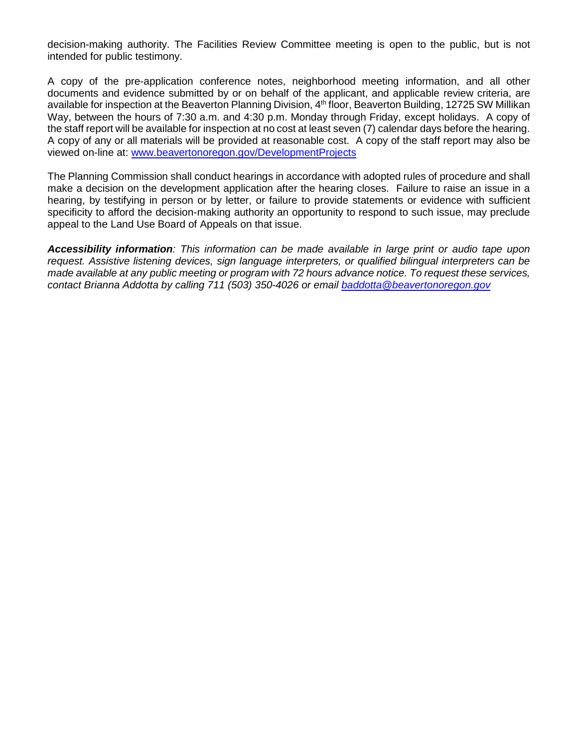decision-making authority. The Facilities Review Committee meeting is open to the public, but is not intended for public testimony.

A copy of the pre-application conference notes, neighborhood meeting information, and all other documents and evidence submitted by or on behalf of the applicant, and applicable review criteria, are available for inspection at the Beaverton Planning Division, 4th floor, Beaverton Building, 12725 SW Millikan Way, between the hours of 7:30 a.m. and 4:30 p.m. Monday through Friday, except holidays. A copy of the staff report will be available for inspection at no cost at least seven (7) calendar days before the hearing. A copy of any or all materials will be provided at reasonable cost. A copy of the staff report may also be viewed on-line at: www.beavertonoregon.gov/DevelopmentProjects

The Planning Commission shall conduct hearings in accordance with adopted rules of procedure and shall make a decision on the development application after the hearing closes. Failure to raise an issue in a hearing, by testifying in person or by letter, or failure to provide statements or evidence with sufficient specificity to afford the decision-making authority an opportunity to respond to such issue, may preclude appeal to the Land Use Board of Appeals on that issue.

***Accessibility information****: This information can be made available in large print or audio tape upon request. Assistive listening devices, sign language interpreters, or qualified bilingual interpreters can be made available at any public meeting or program with 72 hours advance notice. To request these services, contact Brianna Addotta by calling 711 (503) 350-4026 or email baddotta@beavertonoregon.gov*